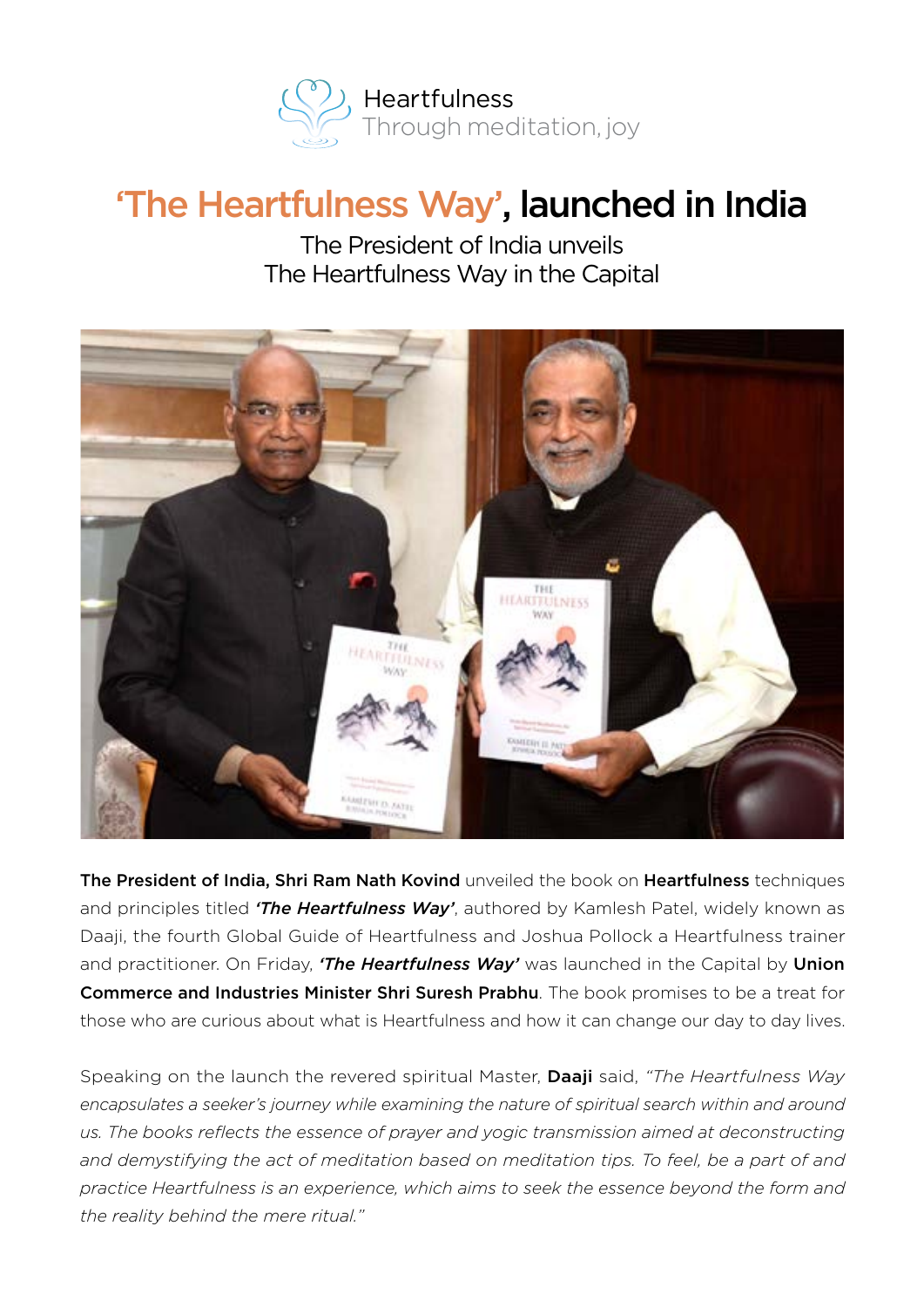Heartfulness
Through meditation, joy

# 'The Heartfulness Way', launched in India

The President of India unveils
The Heartfulness Way in the Capital

**The President of India, Shri Ram Nath Kovind** unveiled the book on **Heartfulness** techniques and principles titled ***'The Heartfulness Way'***, authored by Kamlesh Patel, widely known as Daaji, the fourth Global Guide of Heartfulness and Joshua Pollock a Heartfulness trainer and practitioner. On Friday, ***'The Heartfulness Way'*** was launched in the Capital by **Union Commerce and Industries Minister Shri Suresh Prabhu**. The book promises to be a treat for those who are curious about what is Heartfulness and how it can change our day to day lives.

Speaking on the launch the revered spiritual Master, **Daaji** said, *"The Heartfulness Way encapsulates a seeker's journey while examining the nature of spiritual search within and around us. The books reflects the essence of prayer and yogic transmission aimed at deconstructing and demystifying the act of meditation based on meditation tips. To feel, be a part of and practice Heartfulness is an experience, which aims to seek the essence beyond the form and the reality behind the mere ritual."*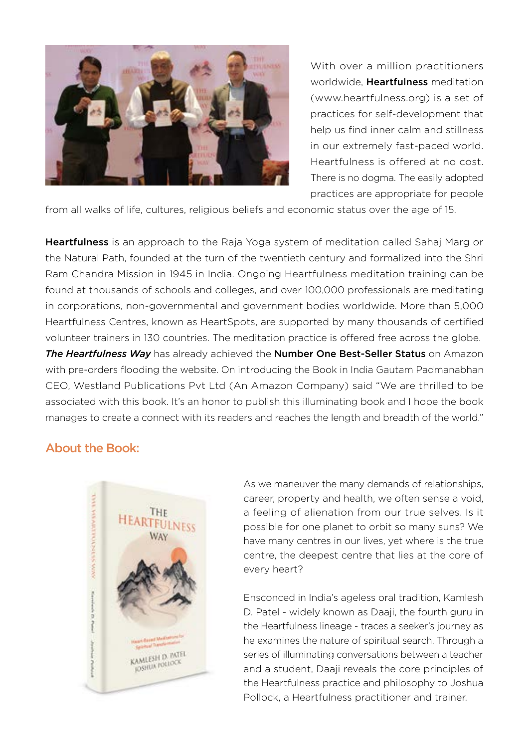With over a million practitioners worldwide, **Heartfulness** meditation (www.heartfulness.org) is a set of practices for self-development that help us find inner calm and stillness in our extremely fast-paced world. Heartfulness is offered at no cost. There is no dogma. The easily adopted practices are appropriate for people from all walks of life, cultures, religious beliefs and economic status over the age of 15.

**Heartfulness** is an approach to the Raja Yoga system of meditation called Sahaj Marg or the Natural Path, founded at the turn of the twentieth century and formalized into the Shri Ram Chandra Mission in 1945 in India. Ongoing Heartfulness meditation training can be found at thousands of schools and colleges, and over 100,000 professionals are meditating in corporations, non-governmental and government bodies worldwide. More than 5,000 Heartfulness Centres, known as HeartSpots, are supported by many thousands of certified volunteer trainers in 130 countries. The meditation practice is offered free across the globe. ***The Heartfulness Way*** has already achieved the **Number One Best-Seller Status** on Amazon with pre-orders flooding the website. On introducing the Book in India Gautam Padmanabhan CEO, Westland Publications Pvt Ltd (An Amazon Company) said "We are thrilled to be associated with this book. It's an honor to publish this illuminating book and I hope the book manages to create a connect with its readers and reaches the length and breadth of the world."

## About the Book:

As we maneuver the many demands of relationships, career, property and health, we often sense a void, a feeling of alienation from our true selves. Is it possible for one planet to orbit so many suns? We have many centres in our lives, yet where is the true centre, the deepest centre that lies at the core of every heart?

Ensconced in India's ageless oral tradition, Kamlesh D. Patel - widely known as Daaji, the fourth guru in the Heartfulness lineage - traces a seeker's journey as he examines the nature of spiritual search. Through a series of illuminating conversations between a teacher and a student, Daaji reveals the core principles of the Heartfulness practice and philosophy to Joshua Pollock, a Heartfulness practitioner and trainer.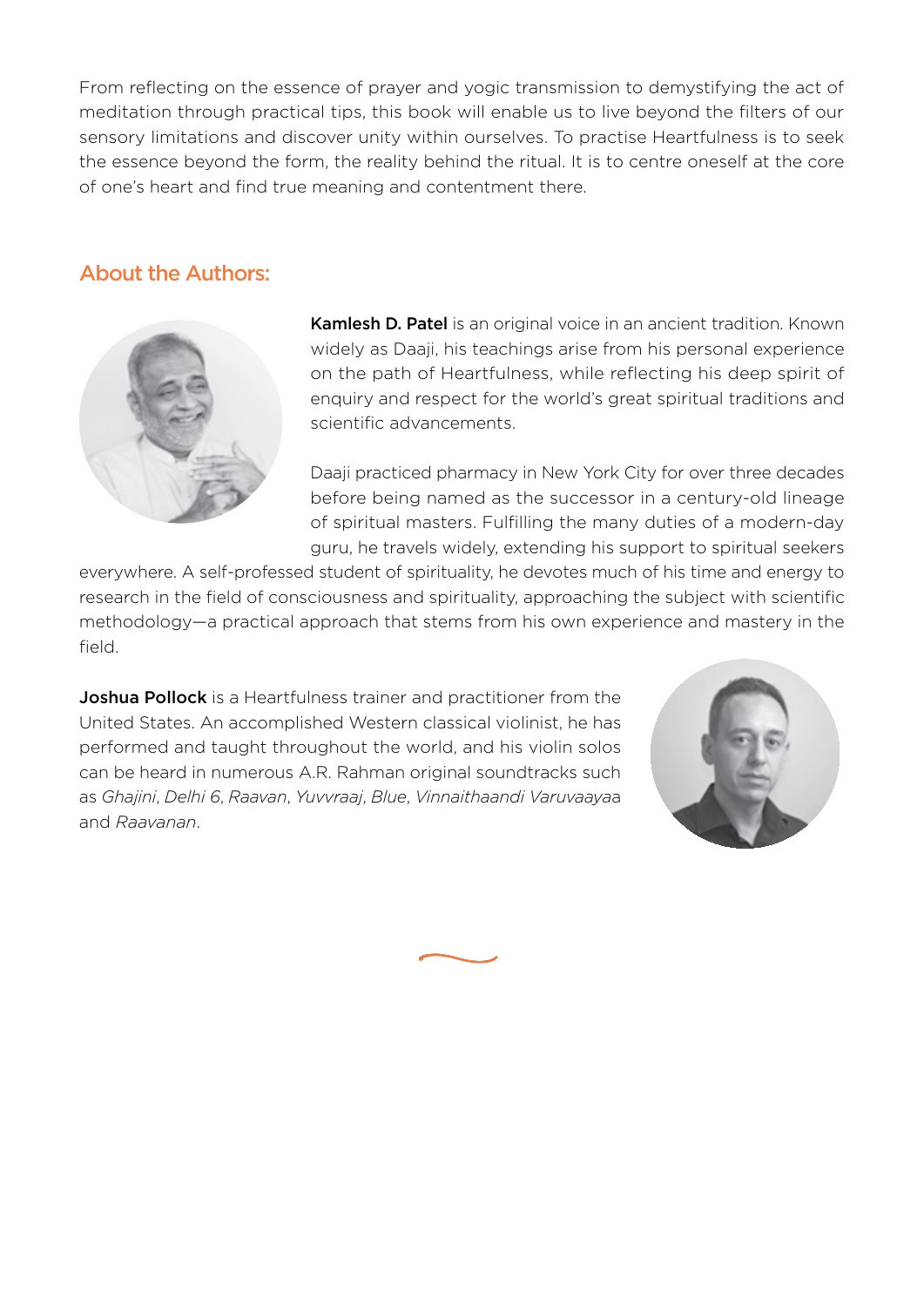From reflecting on the essence of prayer and yogic transmission to demystifying the act of meditation through practical tips, this book will enable us to live beyond the filters of our sensory limitations and discover unity within ourselves. To practise Heartfulness is to seek the essence beyond the form, the reality behind the ritual. It is to centre oneself at the core of one's heart and find true meaning and contentment there.

## About the Authors:

**Kamlesh D. Patel** is an original voice in an ancient tradition. Known widely as Daaji, his teachings arise from his personal experience on the path of Heartfulness, while reflecting his deep spirit of enquiry and respect for the world's great spiritual traditions and scientific advancements.

Daaji practiced pharmacy in New York City for over three decades before being named as the successor in a century-old lineage of spiritual masters. Fulfilling the many duties of a modern-day guru, he travels widely, extending his support to spiritual seekers everywhere. A self-professed student of spirituality, he devotes much of his time and energy to research in the field of consciousness and spirituality, approaching the subject with scientific methodology—a practical approach that stems from his own experience and mastery in the field.

**Joshua Pollock** is a Heartfulness trainer and practitioner from the United States. An accomplished Western classical violinist, he has performed and taught throughout the world, and his violin solos can be heard in numerous A.R. Rahman original soundtracks such as *Ghajini*, *Delhi 6*, *Raavan*, *Yuvvraaj*, *Blue*, *Vinnaithaandi Varuvaaya*a and *Raavanan*.